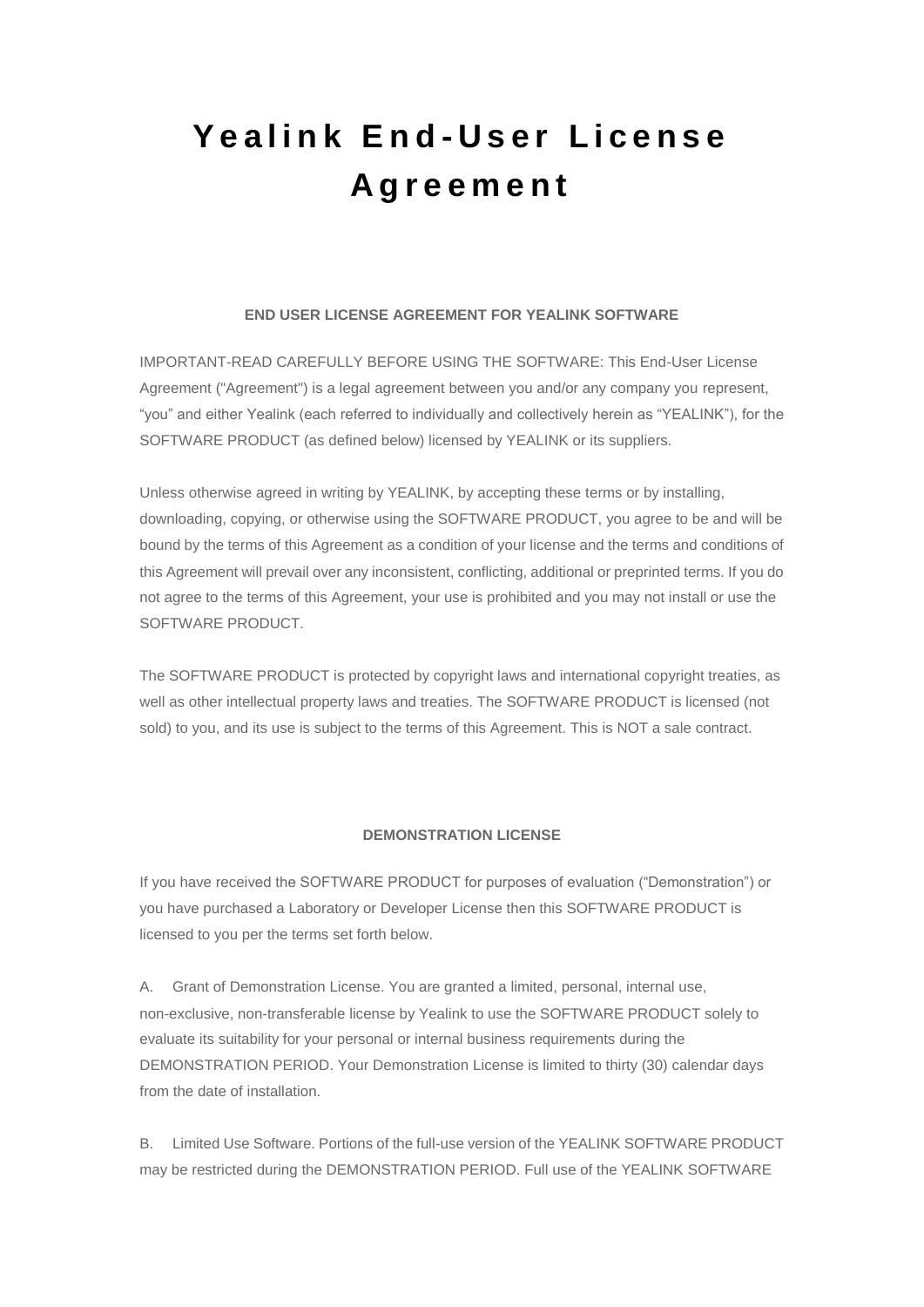# Yealink End-User License Agreement

### END USER LICENSE AGREEMENT FOR YEALINK SOFTWARE

IMPORTANT-READ CAREFULLY BEFORE USING THE SOFTWARE: This End-User License Agreement ("Agreement") is a legal agreement between you and/or any company you represent, “you” and either Yealink (each referred to individually and collectively herein as “YEALINK”), for the SOFTWARE PRODUCT (as defined below) licensed by YEALINK or its suppliers.

Unless otherwise agreed in writing by YEALINK, by accepting these terms or by installing, downloading, copying, or otherwise using the SOFTWARE PRODUCT, you agree to be and will be bound by the terms of this Agreement as a condition of your license and the terms and conditions of this Agreement will prevail over any inconsistent, conflicting, additional or preprinted terms. If you do not agree to the terms of this Agreement, your use is prohibited and you may not install or use the SOFTWARE PRODUCT.

The SOFTWARE PRODUCT is protected by copyright laws and international copyright treaties, as well as other intellectual property laws and treaties. The SOFTWARE PRODUCT is licensed (not sold) to you, and its use is subject to the terms of this Agreement. This is NOT a sale contract.

### DEMONSTRATION LICENSE

If you have received the SOFTWARE PRODUCT for purposes of evaluation (“Demonstration”) or you have purchased a Laboratory or Developer License then this SOFTWARE PRODUCT is licensed to you per the terms set forth below.

A. Grant of Demonstration License. You are granted a limited, personal, internal use, non-exclusive, non-transferable license by Yealink to use the SOFTWARE PRODUCT solely to evaluate its suitability for your personal or internal business requirements during the DEMONSTRATION PERIOD. Your Demonstration License is limited to thirty (30) calendar days from the date of installation.

B. Limited Use Software. Portions of the full-use version of the YEALINK SOFTWARE PRODUCT may be restricted during the DEMONSTRATION PERIOD. Full use of the YEALINK SOFTWARE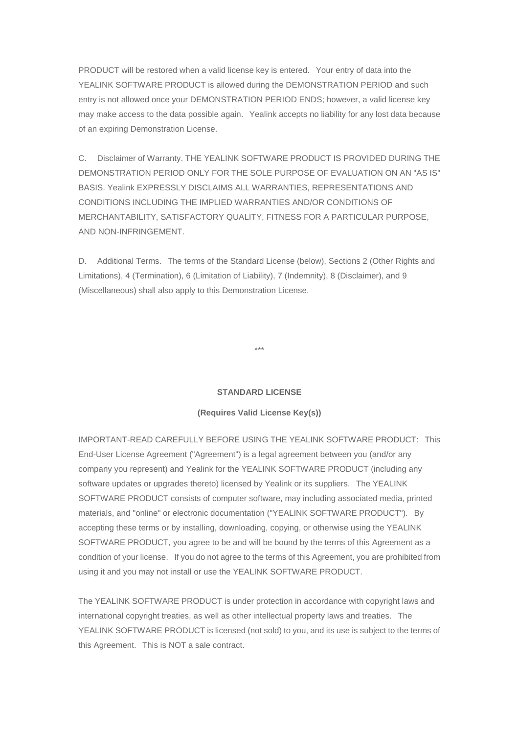PRODUCT will be restored when a valid license key is entered. Your entry of data into the YEALINK SOFTWARE PRODUCT is allowed during the DEMONSTRATION PERIOD and such entry is not allowed once your DEMONSTRATION PERIOD ENDS; however, a valid license key may make access to the data possible again. Yealink accepts no liability for any lost data because of an expiring Demonstration License.

C. Disclaimer of Warranty. THE YEALINK SOFTWARE PRODUCT IS PROVIDED DURING THE DEMONSTRATION PERIOD ONLY FOR THE SOLE PURPOSE OF EVALUATION ON AN "AS IS" BASIS. Yealink EXPRESSLY DISCLAIMS ALL WARRANTIES, REPRESENTATIONS AND CONDITIONS INCLUDING THE IMPLIED WARRANTIES AND/OR CONDITIONS OF MERCHANTABILITY, SATISFACTORY QUALITY, FITNESS FOR A PARTICULAR PURPOSE, AND NON-INFRINGEMENT.

D. Additional Terms. The terms of the Standard License (below), Sections 2 (Other Rights and Limitations), 4 (Termination), 6 (Limitation of Liability), 7 (Indemnity), 8 (Disclaimer), and 9 (Miscellaneous) shall also apply to this Demonstration License.

***

**STANDARD LICENSE**

**(Requires Valid License Key(s))**

IMPORTANT-READ CAREFULLY BEFORE USING THE YEALINK SOFTWARE PRODUCT: This End-User License Agreement ("Agreement") is a legal agreement between you (and/or any company you represent) and Yealink for the YEALINK SOFTWARE PRODUCT (including any software updates or upgrades thereto) licensed by Yealink or its suppliers. The YEALINK SOFTWARE PRODUCT consists of computer software, may including associated media, printed materials, and "online" or electronic documentation ("YEALINK SOFTWARE PRODUCT"). By accepting these terms or by installing, downloading, copying, or otherwise using the YEALINK SOFTWARE PRODUCT, you agree to be and will be bound by the terms of this Agreement as a condition of your license. If you do not agree to the terms of this Agreement, you are prohibited from using it and you may not install or use the YEALINK SOFTWARE PRODUCT.

The YEALINK SOFTWARE PRODUCT is under protection in accordance with copyright laws and international copyright treaties, as well as other intellectual property laws and treaties. The YEALINK SOFTWARE PRODUCT is licensed (not sold) to you, and its use is subject to the terms of this Agreement. This is NOT a sale contract.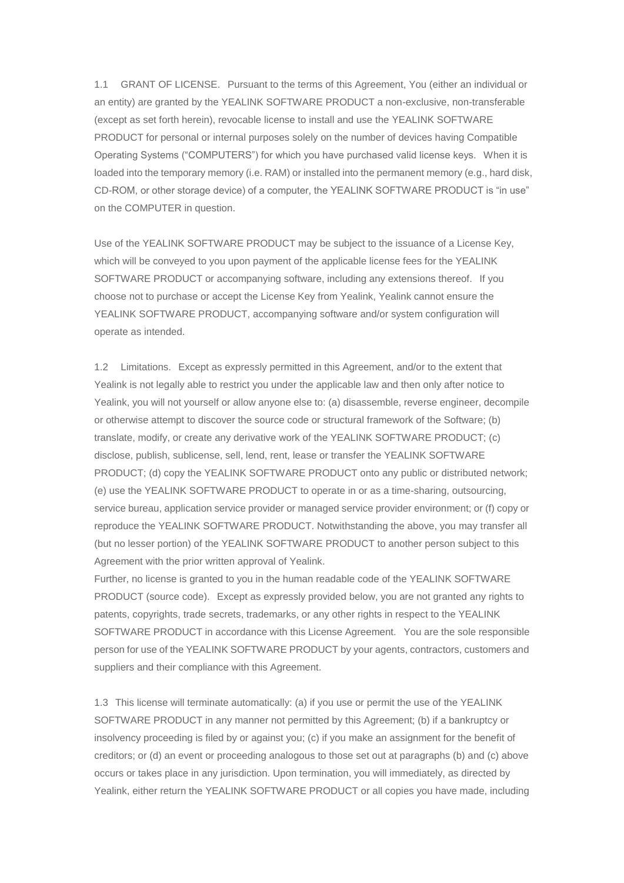1.1 GRANT OF LICENSE. Pursuant to the terms of this Agreement, You (either an individual or an entity) are granted by the YEALINK SOFTWARE PRODUCT a non-exclusive, non-transferable (except as set forth herein), revocable license to install and use the YEALINK SOFTWARE PRODUCT for personal or internal purposes solely on the number of devices having Compatible Operating Systems ("COMPUTERS") for which you have purchased valid license keys. When it is loaded into the temporary memory (i.e. RAM) or installed into the permanent memory (e.g., hard disk, CD-ROM, or other storage device) of a computer, the YEALINK SOFTWARE PRODUCT is "in use" on the COMPUTER in question.

Use of the YEALINK SOFTWARE PRODUCT may be subject to the issuance of a License Key, which will be conveyed to you upon payment of the applicable license fees for the YEALINK SOFTWARE PRODUCT or accompanying software, including any extensions thereof. If you choose not to purchase or accept the License Key from Yealink, Yealink cannot ensure the YEALINK SOFTWARE PRODUCT, accompanying software and/or system configuration will operate as intended.

1.2 Limitations. Except as expressly permitted in this Agreement, and/or to the extent that Yealink is not legally able to restrict you under the applicable law and then only after notice to Yealink, you will not yourself or allow anyone else to: (a) disassemble, reverse engineer, decompile or otherwise attempt to discover the source code or structural framework of the Software; (b) translate, modify, or create any derivative work of the YEALINK SOFTWARE PRODUCT; (c) disclose, publish, sublicense, sell, lend, rent, lease or transfer the YEALINK SOFTWARE PRODUCT; (d) copy the YEALINK SOFTWARE PRODUCT onto any public or distributed network; (e) use the YEALINK SOFTWARE PRODUCT to operate in or as a time-sharing, outsourcing, service bureau, application service provider or managed service provider environment; or (f) copy or reproduce the YEALINK SOFTWARE PRODUCT. Notwithstanding the above, you may transfer all (but no lesser portion) of the YEALINK SOFTWARE PRODUCT to another person subject to this Agreement with the prior written approval of Yealink.
Further, no license is granted to you in the human readable code of the YEALINK SOFTWARE PRODUCT (source code). Except as expressly provided below, you are not granted any rights to patents, copyrights, trade secrets, trademarks, or any other rights in respect to the YEALINK SOFTWARE PRODUCT in accordance with this License Agreement. You are the sole responsible person for use of the YEALINK SOFTWARE PRODUCT by your agents, contractors, customers and suppliers and their compliance with this Agreement.

1.3 This license will terminate automatically: (a) if you use or permit the use of the YEALINK SOFTWARE PRODUCT in any manner not permitted by this Agreement; (b) if a bankruptcy or insolvency proceeding is filed by or against you; (c) if you make an assignment for the benefit of creditors; or (d) an event or proceeding analogous to those set out at paragraphs (b) and (c) above occurs or takes place in any jurisdiction. Upon termination, you will immediately, as directed by Yealink, either return the YEALINK SOFTWARE PRODUCT or all copies you have made, including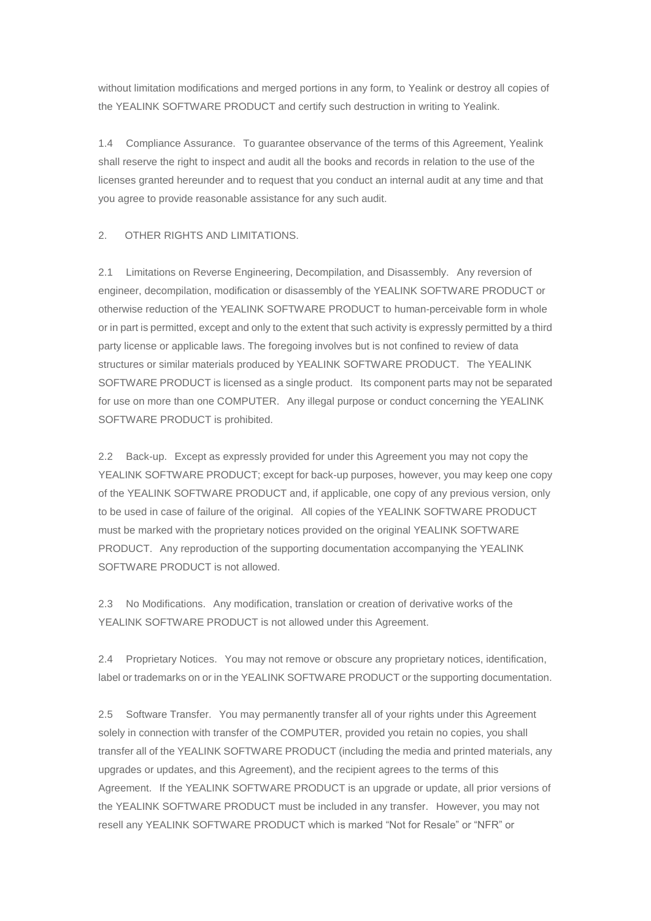without limitation modifications and merged portions in any form, to Yealink or destroy all copies of the YEALINK SOFTWARE PRODUCT and certify such destruction in writing to Yealink.

1.4 Compliance Assurance. To guarantee observance of the terms of this Agreement, Yealink shall reserve the right to inspect and audit all the books and records in relation to the use of the licenses granted hereunder and to request that you conduct an internal audit at any time and that you agree to provide reasonable assistance for any such audit.

2. OTHER RIGHTS AND LIMITATIONS.

2.1 Limitations on Reverse Engineering, Decompilation, and Disassembly. Any reversion of engineer, decompilation, modification or disassembly of the YEALINK SOFTWARE PRODUCT or otherwise reduction of the YEALINK SOFTWARE PRODUCT to human-perceivable form in whole or in part is permitted, except and only to the extent that such activity is expressly permitted by a third party license or applicable laws. The foregoing involves but is not confined to review of data structures or similar materials produced by YEALINK SOFTWARE PRODUCT. The YEALINK SOFTWARE PRODUCT is licensed as a single product. Its component parts may not be separated for use on more than one COMPUTER. Any illegal purpose or conduct concerning the YEALINK SOFTWARE PRODUCT is prohibited.

2.2 Back-up. Except as expressly provided for under this Agreement you may not copy the YEALINK SOFTWARE PRODUCT; except for back-up purposes, however, you may keep one copy of the YEALINK SOFTWARE PRODUCT and, if applicable, one copy of any previous version, only to be used in case of failure of the original. All copies of the YEALINK SOFTWARE PRODUCT must be marked with the proprietary notices provided on the original YEALINK SOFTWARE PRODUCT. Any reproduction of the supporting documentation accompanying the YEALINK SOFTWARE PRODUCT is not allowed.

2.3 No Modifications. Any modification, translation or creation of derivative works of the YEALINK SOFTWARE PRODUCT is not allowed under this Agreement.

2.4 Proprietary Notices. You may not remove or obscure any proprietary notices, identification, label or trademarks on or in the YEALINK SOFTWARE PRODUCT or the supporting documentation.

2.5 Software Transfer. You may permanently transfer all of your rights under this Agreement solely in connection with transfer of the COMPUTER, provided you retain no copies, you shall transfer all of the YEALINK SOFTWARE PRODUCT (including the media and printed materials, any upgrades or updates, and this Agreement), and the recipient agrees to the terms of this Agreement. If the YEALINK SOFTWARE PRODUCT is an upgrade or update, all prior versions of the YEALINK SOFTWARE PRODUCT must be included in any transfer. However, you may not resell any YEALINK SOFTWARE PRODUCT which is marked "Not for Resale" or "NFR" or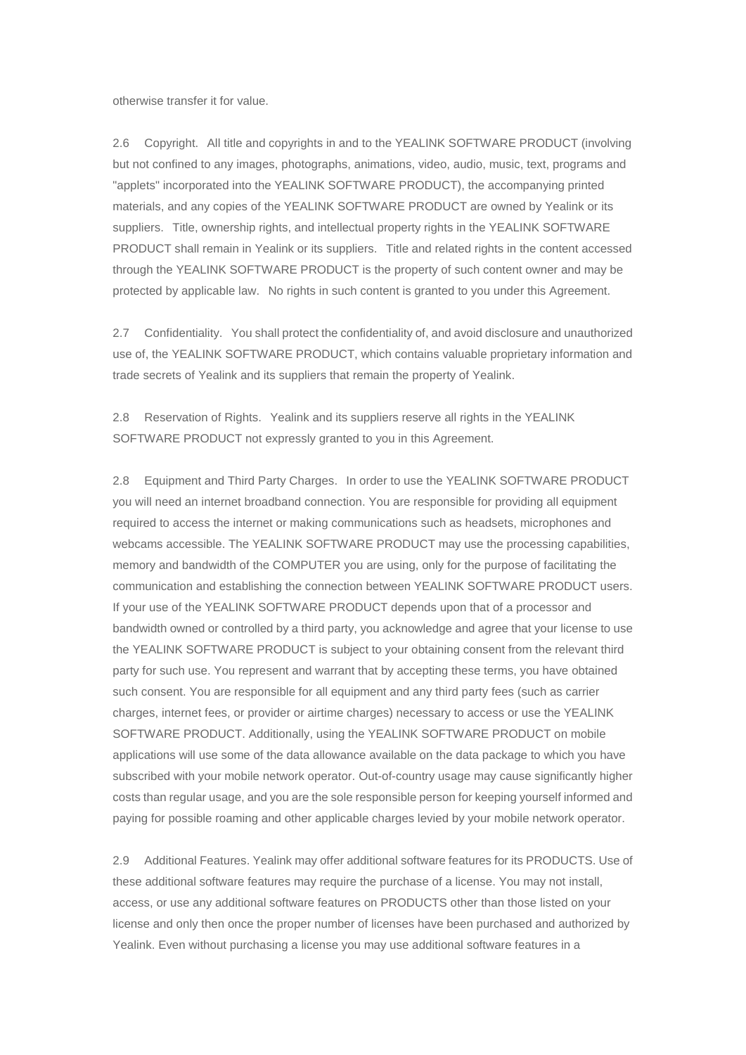otherwise transfer it for value.

2.6 Copyright. All title and copyrights in and to the YEALINK SOFTWARE PRODUCT (involving but not confined to any images, photographs, animations, video, audio, music, text, programs and "applets" incorporated into the YEALINK SOFTWARE PRODUCT), the accompanying printed materials, and any copies of the YEALINK SOFTWARE PRODUCT are owned by Yealink or its suppliers. Title, ownership rights, and intellectual property rights in the YEALINK SOFTWARE PRODUCT shall remain in Yealink or its suppliers. Title and related rights in the content accessed through the YEALINK SOFTWARE PRODUCT is the property of such content owner and may be protected by applicable law. No rights in such content is granted to you under this Agreement.

2.7 Confidentiality. You shall protect the confidentiality of, and avoid disclosure and unauthorized use of, the YEALINK SOFTWARE PRODUCT, which contains valuable proprietary information and trade secrets of Yealink and its suppliers that remain the property of Yealink.

2.8 Reservation of Rights. Yealink and its suppliers reserve all rights in the YEALINK SOFTWARE PRODUCT not expressly granted to you in this Agreement.

2.8 Equipment and Third Party Charges. In order to use the YEALINK SOFTWARE PRODUCT you will need an internet broadband connection. You are responsible for providing all equipment required to access the internet or making communications such as headsets, microphones and webcams accessible. The YEALINK SOFTWARE PRODUCT may use the processing capabilities, memory and bandwidth of the COMPUTER you are using, only for the purpose of facilitating the communication and establishing the connection between YEALINK SOFTWARE PRODUCT users. If your use of the YEALINK SOFTWARE PRODUCT depends upon that of a processor and bandwidth owned or controlled by a third party, you acknowledge and agree that your license to use the YEALINK SOFTWARE PRODUCT is subject to your obtaining consent from the relevant third party for such use. You represent and warrant that by accepting these terms, you have obtained such consent. You are responsible for all equipment and any third party fees (such as carrier charges, internet fees, or provider or airtime charges) necessary to access or use the YEALINK SOFTWARE PRODUCT. Additionally, using the YEALINK SOFTWARE PRODUCT on mobile applications will use some of the data allowance available on the data package to which you have subscribed with your mobile network operator. Out-of-country usage may cause significantly higher costs than regular usage, and you are the sole responsible person for keeping yourself informed and paying for possible roaming and other applicable charges levied by your mobile network operator.

2.9 Additional Features. Yealink may offer additional software features for its PRODUCTS. Use of these additional software features may require the purchase of a license. You may not install, access, or use any additional software features on PRODUCTS other than those listed on your license and only then once the proper number of licenses have been purchased and authorized by Yealink. Even without purchasing a license you may use additional software features in a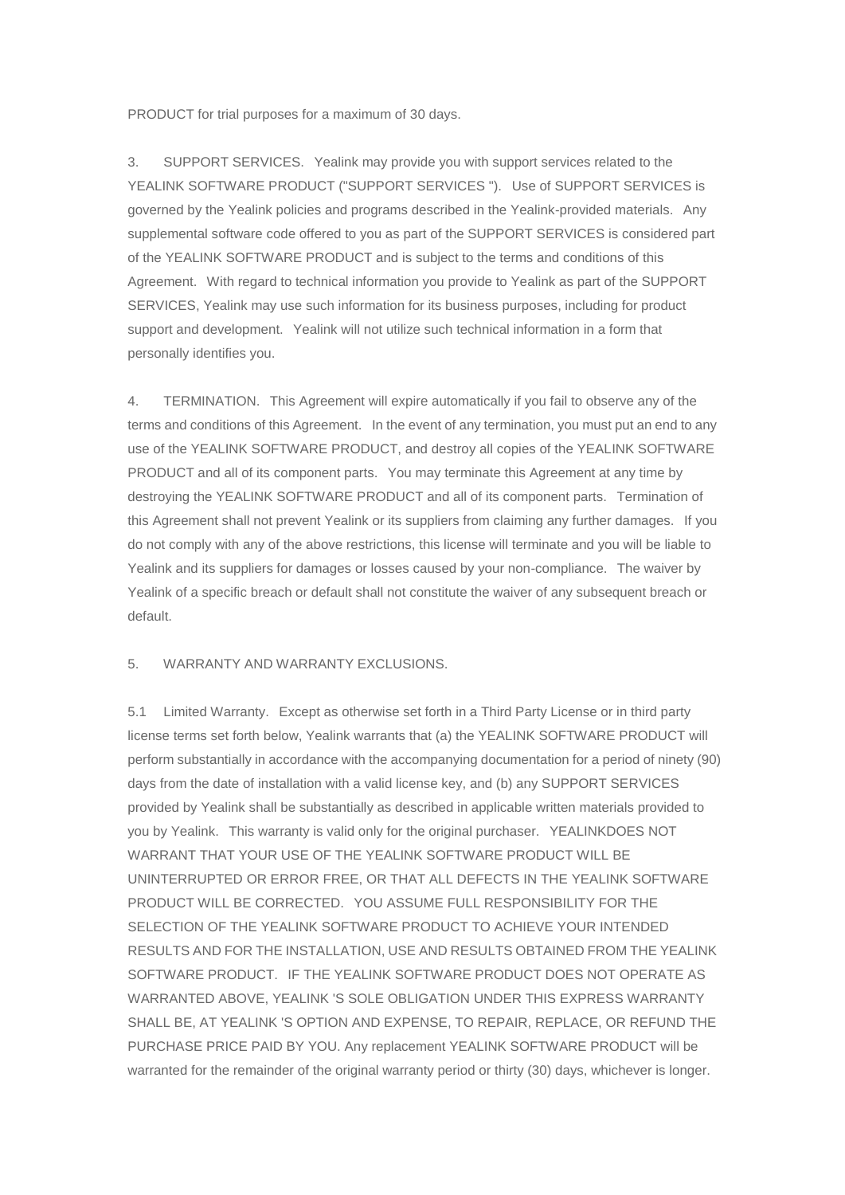PRODUCT for trial purposes for a maximum of 30 days.

3. SUPPORT SERVICES. Yealink may provide you with support services related to the YEALINK SOFTWARE PRODUCT ("SUPPORT SERVICES "). Use of SUPPORT SERVICES is governed by the Yealink policies and programs described in the Yealink-provided materials. Any supplemental software code offered to you as part of the SUPPORT SERVICES is considered part of the YEALINK SOFTWARE PRODUCT and is subject to the terms and conditions of this Agreement. With regard to technical information you provide to Yealink as part of the SUPPORT SERVICES, Yealink may use such information for its business purposes, including for product support and development. Yealink will not utilize such technical information in a form that personally identifies you.

4. TERMINATION. This Agreement will expire automatically if you fail to observe any of the terms and conditions of this Agreement. In the event of any termination, you must put an end to any use of the YEALINK SOFTWARE PRODUCT, and destroy all copies of the YEALINK SOFTWARE PRODUCT and all of its component parts. You may terminate this Agreement at any time by destroying the YEALINK SOFTWARE PRODUCT and all of its component parts. Termination of this Agreement shall not prevent Yealink or its suppliers from claiming any further damages. If you do not comply with any of the above restrictions, this license will terminate and you will be liable to Yealink and its suppliers for damages or losses caused by your non-compliance. The waiver by Yealink of a specific breach or default shall not constitute the waiver of any subsequent breach or default.

5. WARRANTY AND WARRANTY EXCLUSIONS.

5.1 Limited Warranty. Except as otherwise set forth in a Third Party License or in third party license terms set forth below, Yealink warrants that (a) the YEALINK SOFTWARE PRODUCT will perform substantially in accordance with the accompanying documentation for a period of ninety (90) days from the date of installation with a valid license key, and (b) any SUPPORT SERVICES provided by Yealink shall be substantially as described in applicable written materials provided to you by Yealink. This warranty is valid only for the original purchaser. YEALINKDOES NOT WARRANT THAT YOUR USE OF THE YEALINK SOFTWARE PRODUCT WILL BE UNINTERRUPTED OR ERROR FREE, OR THAT ALL DEFECTS IN THE YEALINK SOFTWARE PRODUCT WILL BE CORRECTED. YOU ASSUME FULL RESPONSIBILITY FOR THE SELECTION OF THE YEALINK SOFTWARE PRODUCT TO ACHIEVE YOUR INTENDED RESULTS AND FOR THE INSTALLATION, USE AND RESULTS OBTAINED FROM THE YEALINK SOFTWARE PRODUCT. IF THE YEALINK SOFTWARE PRODUCT DOES NOT OPERATE AS WARRANTED ABOVE, YEALINK 'S SOLE OBLIGATION UNDER THIS EXPRESS WARRANTY SHALL BE, AT YEALINK 'S OPTION AND EXPENSE, TO REPAIR, REPLACE, OR REFUND THE PURCHASE PRICE PAID BY YOU. Any replacement YEALINK SOFTWARE PRODUCT will be warranted for the remainder of the original warranty period or thirty (30) days, whichever is longer.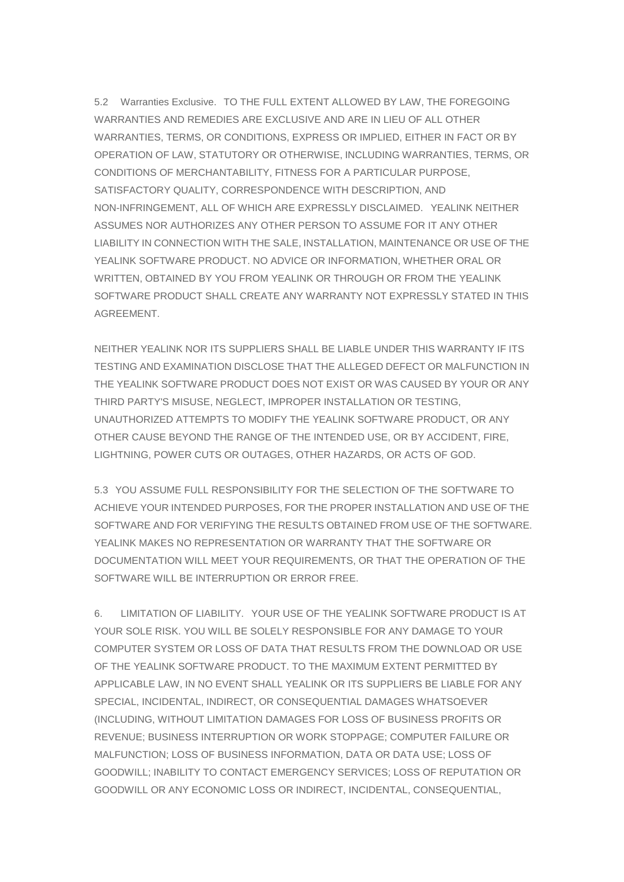5.2 Warranties Exclusive. TO THE FULL EXTENT ALLOWED BY LAW, THE FOREGOING WARRANTIES AND REMEDIES ARE EXCLUSIVE AND ARE IN LIEU OF ALL OTHER WARRANTIES, TERMS, OR CONDITIONS, EXPRESS OR IMPLIED, EITHER IN FACT OR BY OPERATION OF LAW, STATUTORY OR OTHERWISE, INCLUDING WARRANTIES, TERMS, OR CONDITIONS OF MERCHANTABILITY, FITNESS FOR A PARTICULAR PURPOSE, SATISFACTORY QUALITY, CORRESPONDENCE WITH DESCRIPTION, AND NON-INFRINGEMENT, ALL OF WHICH ARE EXPRESSLY DISCLAIMED. YEALINK NEITHER ASSUMES NOR AUTHORIZES ANY OTHER PERSON TO ASSUME FOR IT ANY OTHER LIABILITY IN CONNECTION WITH THE SALE, INSTALLATION, MAINTENANCE OR USE OF THE YEALINK SOFTWARE PRODUCT. NO ADVICE OR INFORMATION, WHETHER ORAL OR WRITTEN, OBTAINED BY YOU FROM YEALINK OR THROUGH OR FROM THE YEALINK SOFTWARE PRODUCT SHALL CREATE ANY WARRANTY NOT EXPRESSLY STATED IN THIS AGREEMENT.

NEITHER YEALINK NOR ITS SUPPLIERS SHALL BE LIABLE UNDER THIS WARRANTY IF ITS TESTING AND EXAMINATION DISCLOSE THAT THE ALLEGED DEFECT OR MALFUNCTION IN THE YEALINK SOFTWARE PRODUCT DOES NOT EXIST OR WAS CAUSED BY YOUR OR ANY THIRD PARTY'S MISUSE, NEGLECT, IMPROPER INSTALLATION OR TESTING, UNAUTHORIZED ATTEMPTS TO MODIFY THE YEALINK SOFTWARE PRODUCT, OR ANY OTHER CAUSE BEYOND THE RANGE OF THE INTENDED USE, OR BY ACCIDENT, FIRE, LIGHTNING, POWER CUTS OR OUTAGES, OTHER HAZARDS, OR ACTS OF GOD.

5.3 YOU ASSUME FULL RESPONSIBILITY FOR THE SELECTION OF THE SOFTWARE TO ACHIEVE YOUR INTENDED PURPOSES, FOR THE PROPER INSTALLATION AND USE OF THE SOFTWARE AND FOR VERIFYING THE RESULTS OBTAINED FROM USE OF THE SOFTWARE. YEALINK MAKES NO REPRESENTATION OR WARRANTY THAT THE SOFTWARE OR DOCUMENTATION WILL MEET YOUR REQUIREMENTS, OR THAT THE OPERATION OF THE SOFTWARE WILL BE INTERRUPTION OR ERROR FREE.

6. LIMITATION OF LIABILITY. YOUR USE OF THE YEALINK SOFTWARE PRODUCT IS AT YOUR SOLE RISK. YOU WILL BE SOLELY RESPONSIBLE FOR ANY DAMAGE TO YOUR COMPUTER SYSTEM OR LOSS OF DATA THAT RESULTS FROM THE DOWNLOAD OR USE OF THE YEALINK SOFTWARE PRODUCT. TO THE MAXIMUM EXTENT PERMITTED BY APPLICABLE LAW, IN NO EVENT SHALL YEALINK OR ITS SUPPLIERS BE LIABLE FOR ANY SPECIAL, INCIDENTAL, INDIRECT, OR CONSEQUENTIAL DAMAGES WHATSOEVER (INCLUDING, WITHOUT LIMITATION DAMAGES FOR LOSS OF BUSINESS PROFITS OR REVENUE; BUSINESS INTERRUPTION OR WORK STOPPAGE; COMPUTER FAILURE OR MALFUNCTION; LOSS OF BUSINESS INFORMATION, DATA OR DATA USE; LOSS OF GOODWILL; INABILITY TO CONTACT EMERGENCY SERVICES; LOSS OF REPUTATION OR GOODWILL OR ANY ECONOMIC LOSS OR INDIRECT, INCIDENTAL, CONSEQUENTIAL,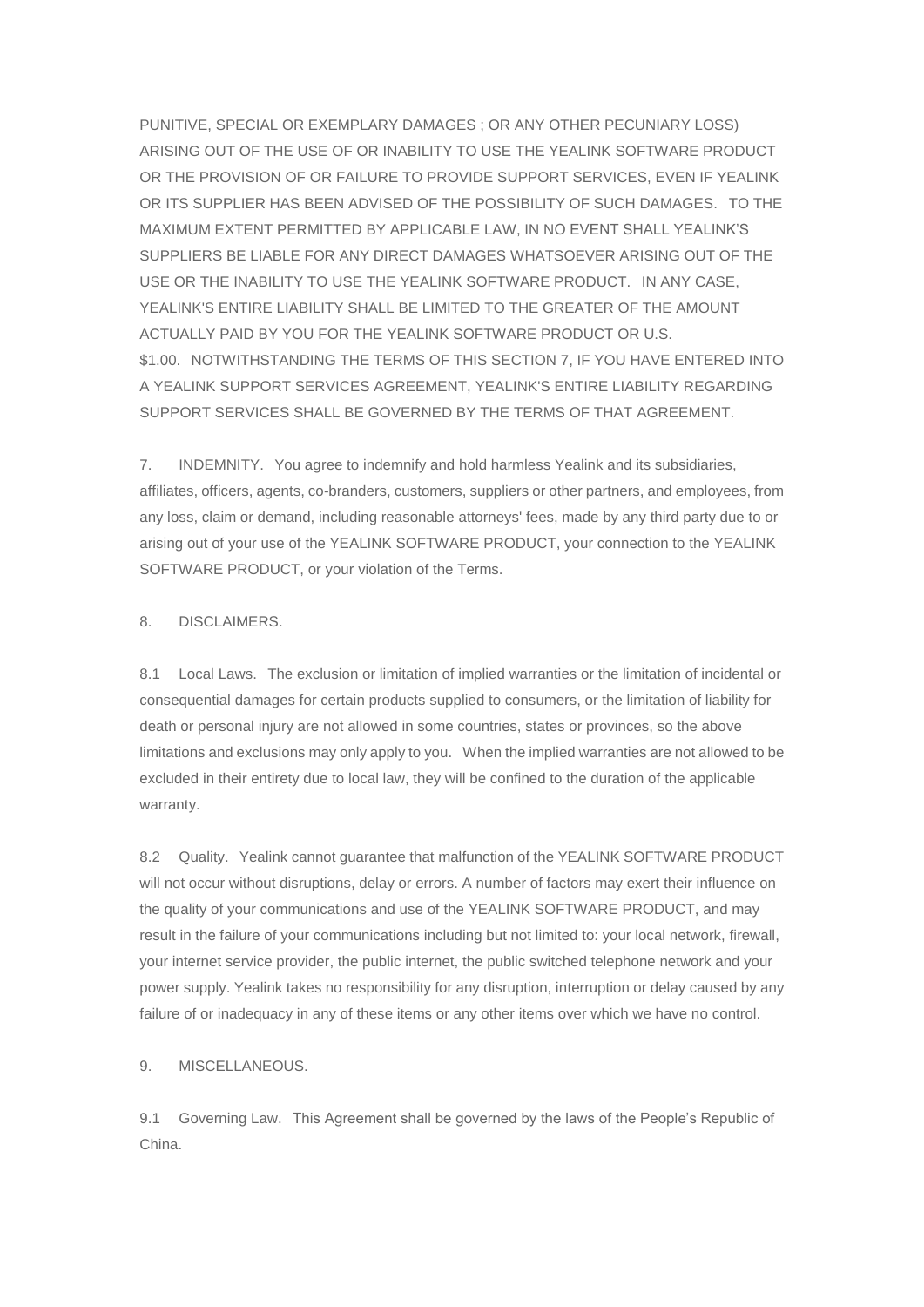PUNITIVE, SPECIAL OR EXEMPLARY DAMAGES ; OR ANY OTHER PECUNIARY LOSS) ARISING OUT OF THE USE OF OR INABILITY TO USE THE YEALINK SOFTWARE PRODUCT OR THE PROVISION OF OR FAILURE TO PROVIDE SUPPORT SERVICES, EVEN IF YEALINK OR ITS SUPPLIER HAS BEEN ADVISED OF THE POSSIBILITY OF SUCH DAMAGES. TO THE MAXIMUM EXTENT PERMITTED BY APPLICABLE LAW, IN NO EVENT SHALL YEALINK'S SUPPLIERS BE LIABLE FOR ANY DIRECT DAMAGES WHATSOEVER ARISING OUT OF THE USE OR THE INABILITY TO USE THE YEALINK SOFTWARE PRODUCT. IN ANY CASE, YEALINK'S ENTIRE LIABILITY SHALL BE LIMITED TO THE GREATER OF THE AMOUNT ACTUALLY PAID BY YOU FOR THE YEALINK SOFTWARE PRODUCT OR U.S. $1.00. NOTWITHSTANDING THE TERMS OF THIS SECTION 7, IF YOU HAVE ENTERED INTO A YEALINK SUPPORT SERVICES AGREEMENT, YEALINK'S ENTIRE LIABILITY REGARDING SUPPORT SERVICES SHALL BE GOVERNED BY THE TERMS OF THAT AGREEMENT.

7. INDEMNITY. You agree to indemnify and hold harmless Yealink and its subsidiaries, affiliates, officers, agents, co-branders, customers, suppliers or other partners, and employees, from any loss, claim or demand, including reasonable attorneys' fees, made by any third party due to or arising out of your use of the YEALINK SOFTWARE PRODUCT, your connection to the YEALINK SOFTWARE PRODUCT, or your violation of the Terms.

8. DISCLAIMERS.

8.1 Local Laws. The exclusion or limitation of implied warranties or the limitation of incidental or consequential damages for certain products supplied to consumers, or the limitation of liability for death or personal injury are not allowed in some countries, states or provinces, so the above limitations and exclusions may only apply to you. When the implied warranties are not allowed to be excluded in their entirety due to local law, they will be confined to the duration of the applicable warranty.

8.2 Quality. Yealink cannot guarantee that malfunction of the YEALINK SOFTWARE PRODUCT will not occur without disruptions, delay or errors. A number of factors may exert their influence on the quality of your communications and use of the YEALINK SOFTWARE PRODUCT, and may result in the failure of your communications including but not limited to: your local network, firewall, your internet service provider, the public internet, the public switched telephone network and your power supply. Yealink takes no responsibility for any disruption, interruption or delay caused by any failure of or inadequacy in any of these items or any other items over which we have no control.

9. MISCELLANEOUS.

9.1 Governing Law. This Agreement shall be governed by the laws of the People's Republic of China.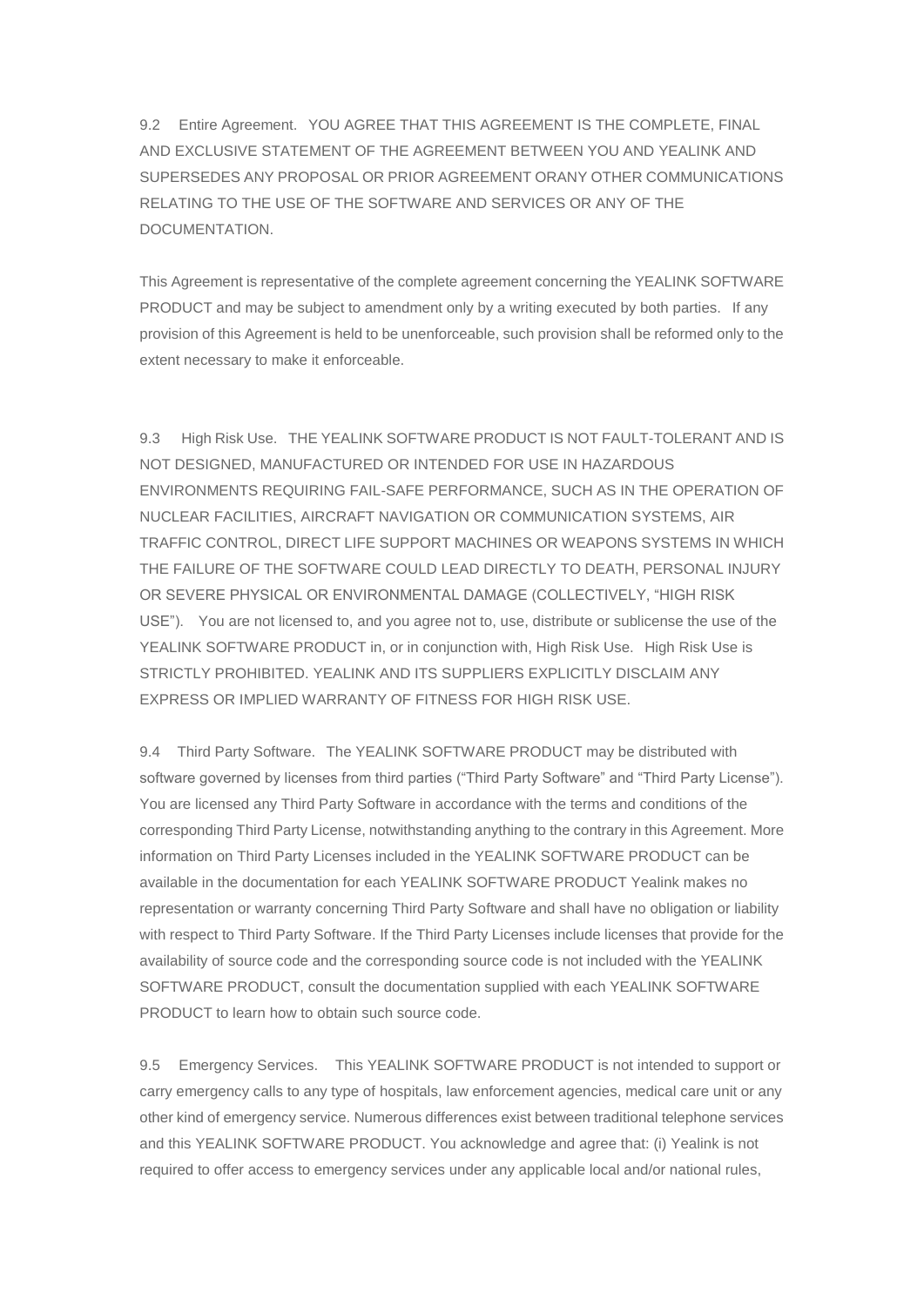9.2 Entire Agreement. YOU AGREE THAT THIS AGREEMENT IS THE COMPLETE, FINAL AND EXCLUSIVE STATEMENT OF THE AGREEMENT BETWEEN YOU AND YEALINK AND SUPERSEDES ANY PROPOSAL OR PRIOR AGREEMENT ORANY OTHER COMMUNICATIONS RELATING TO THE USE OF THE SOFTWARE AND SERVICES OR ANY OF THE DOCUMENTATION.

This Agreement is representative of the complete agreement concerning the YEALINK SOFTWARE PRODUCT and may be subject to amendment only by a writing executed by both parties. If any provision of this Agreement is held to be unenforceable, such provision shall be reformed only to the extent necessary to make it enforceable.

9.3 High Risk Use. THE YEALINK SOFTWARE PRODUCT IS NOT FAULT-TOLERANT AND IS NOT DESIGNED, MANUFACTURED OR INTENDED FOR USE IN HAZARDOUS ENVIRONMENTS REQUIRING FAIL-SAFE PERFORMANCE, SUCH AS IN THE OPERATION OF NUCLEAR FACILITIES, AIRCRAFT NAVIGATION OR COMMUNICATION SYSTEMS, AIR TRAFFIC CONTROL, DIRECT LIFE SUPPORT MACHINES OR WEAPONS SYSTEMS IN WHICH THE FAILURE OF THE SOFTWARE COULD LEAD DIRECTLY TO DEATH, PERSONAL INJURY OR SEVERE PHYSICAL OR ENVIRONMENTAL DAMAGE (COLLECTIVELY, "HIGH RISK USE"). You are not licensed to, and you agree not to, use, distribute or sublicense the use of the YEALINK SOFTWARE PRODUCT in, or in conjunction with, High Risk Use. High Risk Use is STRICTLY PROHIBITED. YEALINK AND ITS SUPPLIERS EXPLICITLY DISCLAIM ANY EXPRESS OR IMPLIED WARRANTY OF FITNESS FOR HIGH RISK USE.

9.4 Third Party Software. The YEALINK SOFTWARE PRODUCT may be distributed with software governed by licenses from third parties ("Third Party Software" and "Third Party License"). You are licensed any Third Party Software in accordance with the terms and conditions of the corresponding Third Party License, notwithstanding anything to the contrary in this Agreement. More information on Third Party Licenses included in the YEALINK SOFTWARE PRODUCT can be available in the documentation for each YEALINK SOFTWARE PRODUCT Yealink makes no representation or warranty concerning Third Party Software and shall have no obligation or liability with respect to Third Party Software. If the Third Party Licenses include licenses that provide for the availability of source code and the corresponding source code is not included with the YEALINK SOFTWARE PRODUCT, consult the documentation supplied with each YEALINK SOFTWARE PRODUCT to learn how to obtain such source code.

9.5 Emergency Services. This YEALINK SOFTWARE PRODUCT is not intended to support or carry emergency calls to any type of hospitals, law enforcement agencies, medical care unit or any other kind of emergency service. Numerous differences exist between traditional telephone services and this YEALINK SOFTWARE PRODUCT. You acknowledge and agree that: (i) Yealink is not required to offer access to emergency services under any applicable local and/or national rules,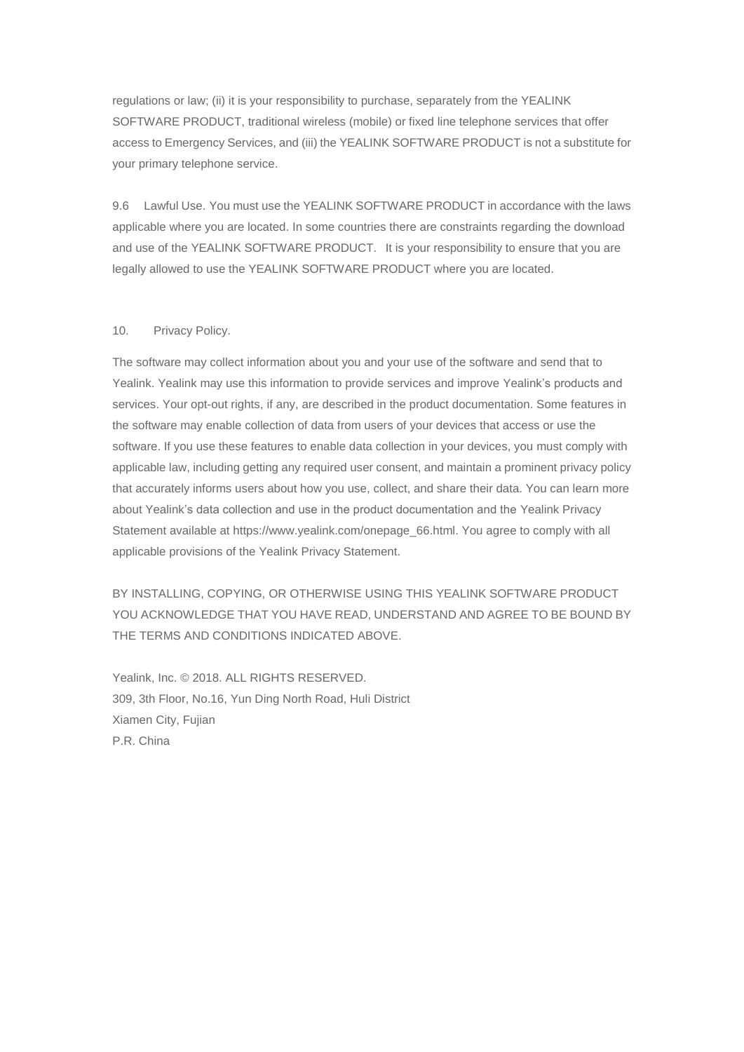regulations or law; (ii) it is your responsibility to purchase, separately from the YEALINK SOFTWARE PRODUCT, traditional wireless (mobile) or fixed line telephone services that offer access to Emergency Services, and (iii) the YEALINK SOFTWARE PRODUCT is not a substitute for your primary telephone service.

9.6 Lawful Use. You must use the YEALINK SOFTWARE PRODUCT in accordance with the laws applicable where you are located. In some countries there are constraints regarding the download and use of the YEALINK SOFTWARE PRODUCT. It is your responsibility to ensure that you are legally allowed to use the YEALINK SOFTWARE PRODUCT where you are located.

10. Privacy Policy.

The software may collect information about you and your use of the software and send that to Yealink. Yealink may use this information to provide services and improve Yealink's products and services. Your opt-out rights, if any, are described in the product documentation. Some features in the software may enable collection of data from users of your devices that access or use the software. If you use these features to enable data collection in your devices, you must comply with applicable law, including getting any required user consent, and maintain a prominent privacy policy that accurately informs users about how you use, collect, and share their data. You can learn more about Yealink's data collection and use in the product documentation and the Yealink Privacy Statement available at https://www.yealink.com/onepage_66.html. You agree to comply with all applicable provisions of the Yealink Privacy Statement.

BY INSTALLING, COPYING, OR OTHERWISE USING THIS YEALINK SOFTWARE PRODUCT YOU ACKNOWLEDGE THAT YOU HAVE READ, UNDERSTAND AND AGREE TO BE BOUND BY THE TERMS AND CONDITIONS INDICATED ABOVE.

Yealink, Inc. © 2018. ALL RIGHTS RESERVED.
309, 3th Floor, No.16, Yun Ding North Road, Huli District
Xiamen City, Fujian
P.R. China